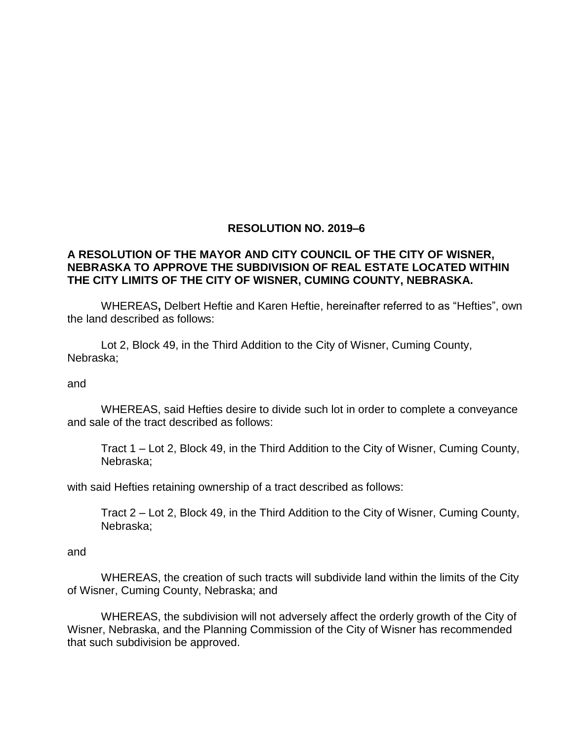# RESOLUTION NO. 2019–6

**A RESOLUTION OF THE MAYOR AND CITY COUNCIL OF THE CITY OF WISNER, NEBRASKA TO APPROVE THE SUBDIVISION OF REAL ESTATE LOCATED WITHIN THE CITY LIMITS OF THE CITY OF WISNER, CUMING COUNTY, NEBRASKA.**

WHEREAS**,** Delbert Heftie and Karen Heftie, hereinafter referred to as "Hefties", own the land described as follows:

Lot 2, Block 49, in the Third Addition to the City of Wisner, Cuming County, Nebraska;

and

WHEREAS, said Hefties desire to divide such lot in order to complete a conveyance and sale of the tract described as follows:

> Tract 1 – Lot 2, Block 49, in the Third Addition to the City of Wisner, Cuming County, Nebraska;

with said Hefties retaining ownership of a tract described as follows:

> Tract 2 – Lot 2, Block 49, in the Third Addition to the City of Wisner, Cuming County, Nebraska;

and

WHEREAS, the creation of such tracts will subdivide land within the limits of the City of Wisner, Cuming County, Nebraska; and

WHEREAS, the subdivision will not adversely affect the orderly growth of the City of Wisner, Nebraska, and the Planning Commission of the City of Wisner has recommended that such subdivision be approved.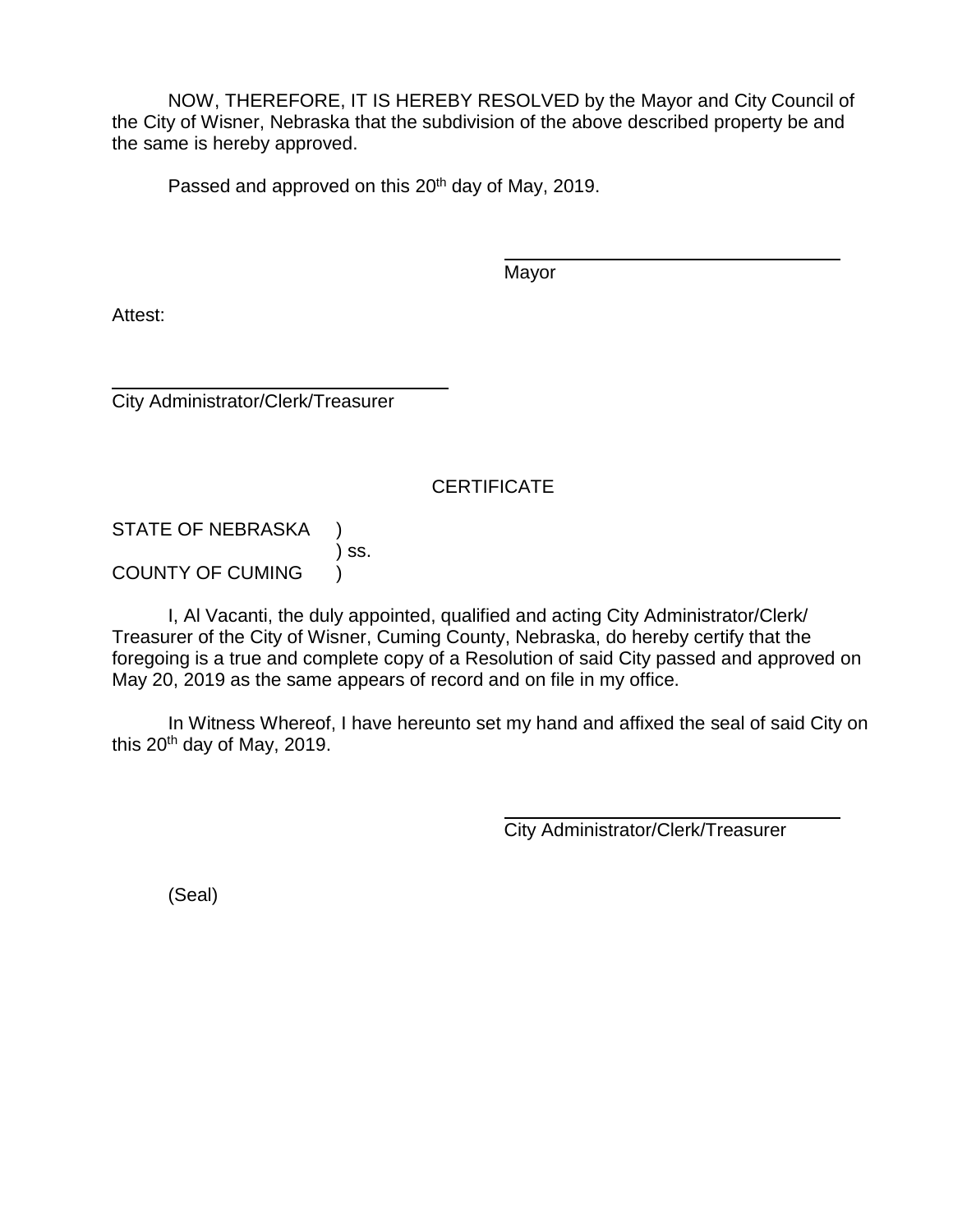NOW, THEREFORE, IT IS HEREBY RESOLVED by the Mayor and City Council of the City of Wisner, Nebraska that the subdivision of the above described property be and the same is hereby approved.

Passed and approved on this 20th day of May, 2019.

\_\_\_\_\_\_\_\_\_\_\_\_\_\_\_\_\_\_\_\_\_\_\_\_\_\_\_\_\_\_\_\_
Mayor

Attest:

\_\_\_\_\_\_\_\_\_\_\_\_\_\_\_\_\_\_\_\_\_\_\_\_\_\_\_\_\_\_\_\_
City Administrator/Clerk/Treasurer

CERTIFICATE

STATE OF NEBRASKA )
) ss.
COUNTY OF CUMING )

I, Al Vacanti, the duly appointed, qualified and acting City Administrator/Clerk/Treasurer of the City of Wisner, Cuming County, Nebraska, do hereby certify that the foregoing is a true and complete copy of a Resolution of said City passed and approved on May 20, 2019 as the same appears of record and on file in my office.

In Witness Whereof, I have hereunto set my hand and affixed the seal of said City on this 20th day of May, 2019.

\_\_\_\_\_\_\_\_\_\_\_\_\_\_\_\_\_\_\_\_\_\_\_\_\_\_\_\_\_\_\_\_
City Administrator/Clerk/Treasurer

(Seal)